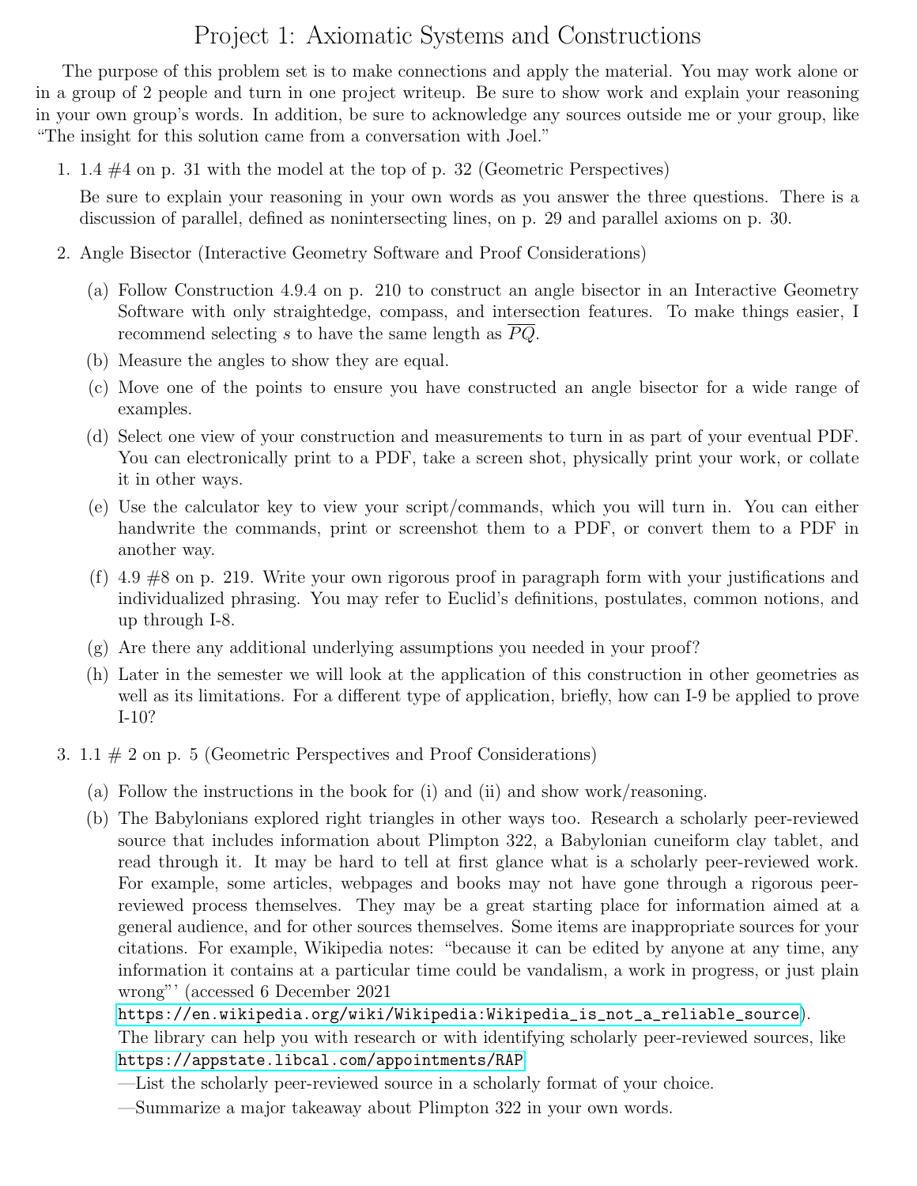# Project 1: Axiomatic Systems and Constructions

The purpose of this problem set is to make connections and apply the material. You may work alone or in a group of 2 people and turn in one project writeup. Be sure to show work and explain your reasoning in your own group's words. In addition, be sure to acknowledge any sources outside me or your group, like "The insight for this solution came from a conversation with Joel."

1. 1.4 #4 on p. 31 with the model at the top of p. 32 (Geometric Perspectives)

   Be sure to explain your reasoning in your own words as you answer the three questions. There is a discussion of parallel, defined as nonintersecting lines, on p. 29 and parallel axioms on p. 30.

2. Angle Bisector (Interactive Geometry Software and Proof Considerations)

   (a) Follow Construction 4.9.4 on p. 210 to construct an angle bisector in an Interactive Geometry Software with only straightedge, compass, and intersection features. To make things easier, I recommend selecting $s$ to have the same length as $\overline{PQ}$.

   (b) Measure the angles to show they are equal.

   (c) Move one of the points to ensure you have constructed an angle bisector for a wide range of examples.

   (d) Select one view of your construction and measurements to turn in as part of your eventual PDF. You can electronically print to a PDF, take a screen shot, physically print your work, or collate it in other ways.

   (e) Use the calculator key to view your script/commands, which you will turn in. You can either handwrite the commands, print or screenshot them to a PDF, or convert them to a PDF in another way.

   (f) 4.9 #8 on p. 219. Write your own rigorous proof in paragraph form with your justifications and individualized phrasing. You may refer to Euclid's definitions, postulates, common notions, and up through I-8.

   (g) Are there any additional underlying assumptions you needed in your proof?

   (h) Later in the semester we will look at the application of this construction in other geometries as well as its limitations. For a different type of application, briefly, how can I-9 be applied to prove I-10?

3. 1.1 # 2 on p. 5 (Geometric Perspectives and Proof Considerations)

   (a) Follow the instructions in the book for (i) and (ii) and show work/reasoning.

   (b) The Babylonians explored right triangles in other ways too. Research a scholarly peer-reviewed source that includes information about Plimpton 322, a Babylonian cuneiform clay tablet, and read through it. It may be hard to tell at first glance what is a scholarly peer-reviewed work. For example, some articles, webpages and books may not have gone through a rigorous peer-reviewed process themselves. They may be a great starting place for information aimed at a general audience, and for other sources themselves. Some items are inappropriate sources for your citations. For example, Wikipedia notes: "because it can be edited by anyone at any time, any information it contains at a particular time could be vandalism, a work in progress, or just plain wrong"' (accessed 6 December 2021 https://en.wikipedia.org/wiki/Wikipedia:Wikipedia_is_not_a_reliable_source).
   The library can help you with research or with identifying scholarly peer-reviewed sources, like https://appstate.libcal.com/appointments/RAP
   —List the scholarly peer-reviewed source in a scholarly format of your choice.
   —Summarize a major takeaway about Plimpton 322 in your own words.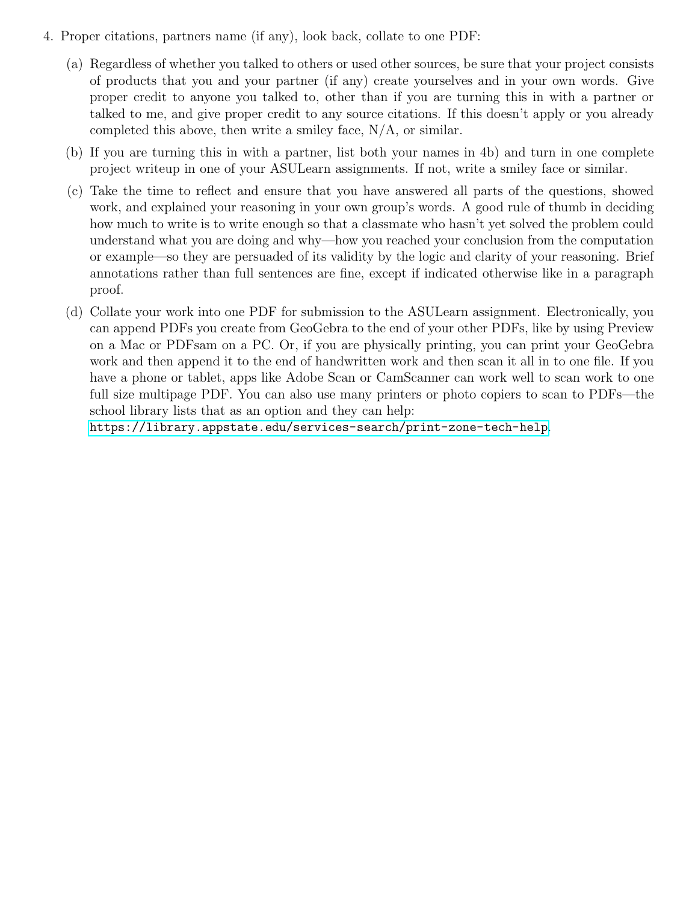4. Proper citations, partners name (if any), look back, collate to one PDF:

   (a) Regardless of whether you talked to others or used other sources, be sure that your project consists of products that you and your partner (if any) create yourselves and in your own words. Give proper credit to anyone you talked to, other than if you are turning this in with a partner or talked to me, and give proper credit to any source citations. If this doesn't apply or you already completed this above, then write a smiley face, N/A, or similar.

   (b) If you are turning this in with a partner, list both your names in 4b) and turn in one complete project writeup in one of your ASULearn assignments. If not, write a smiley face or similar.

   (c) Take the time to reflect and ensure that you have answered all parts of the questions, showed work, and explained your reasoning in your own group's words. A good rule of thumb in deciding how much to write is to write enough so that a classmate who hasn't yet solved the problem could understand what you are doing and why—how you reached your conclusion from the computation or example—so they are persuaded of its validity by the logic and clarity of your reasoning. Brief annotations rather than full sentences are fine, except if indicated otherwise like in a paragraph proof.

   (d) Collate your work into one PDF for submission to the ASULearn assignment. Electronically, you can append PDFs you create from GeoGebra to the end of your other PDFs, like by using Preview on a Mac or PDFsam on a PC. Or, if you are physically printing, you can print your GeoGebra work and then append it to the end of handwritten work and then scan it all in to one file. If you have a phone or tablet, apps like Adobe Scan or CamScanner can work well to scan work to one full size multipage PDF. You can also use many printers or photo copiers to scan to PDFs—the school library lists that as an option and they can help: `https://library.appstate.edu/services-search/print-zone-tech-help`.